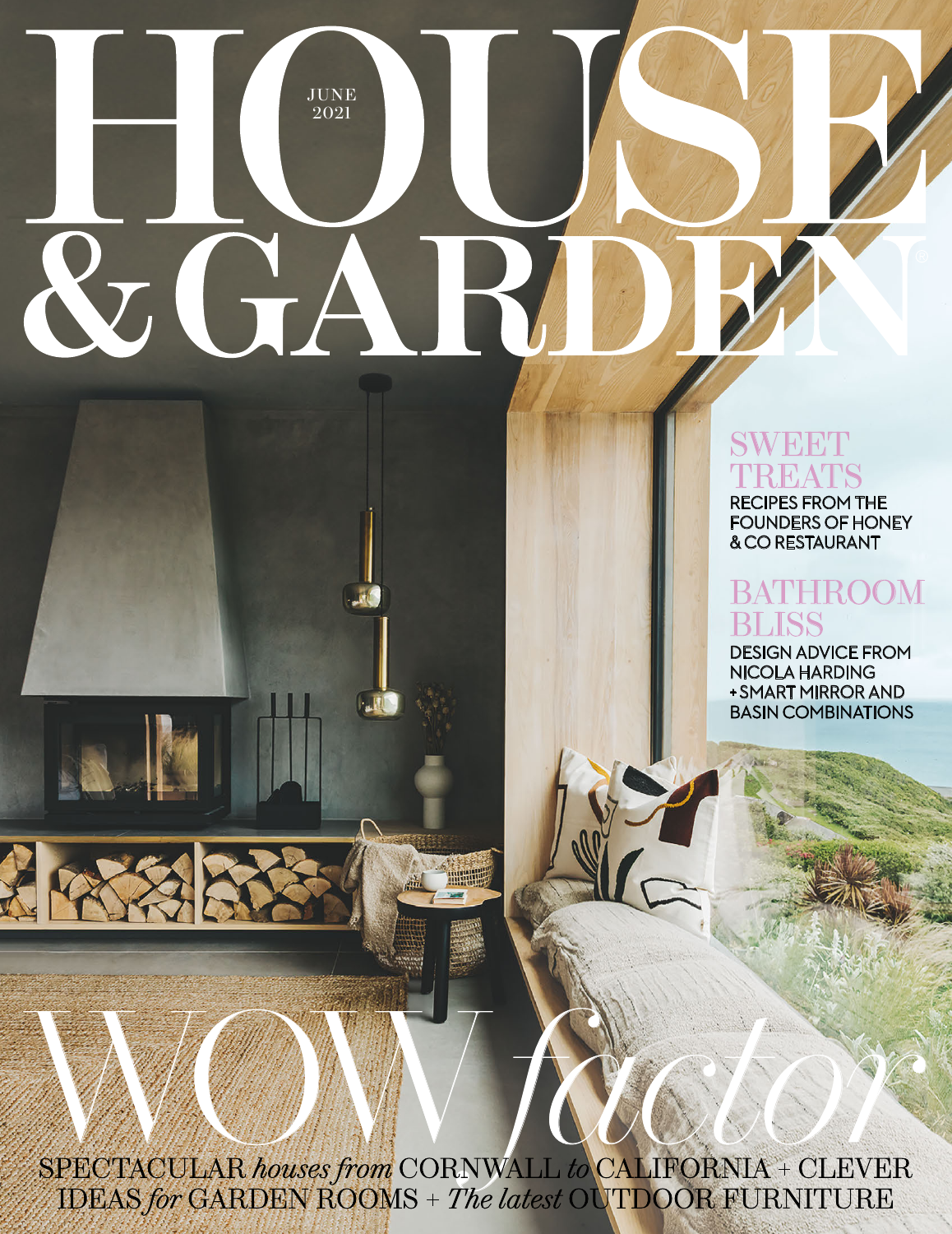# HOUSE & GARDEN

JUNE 2021

## SWEET TREATS

RECIPES FROM THE FOUNDERS OF HONEY & CO RESTAURANT

## BATHROOM BLISS

DESIGN ADVICE FROM NICOLA HARDING + SMART MIRROR AND BASIN COMBINATIONS

# WOW *factor*

SPECTACULAR *houses from* CORNWALL *to* CALIFORNIA + CLEVER IDEAS *for* GARDEN ROOMS + *The latest* OUTDOOR FURNITURE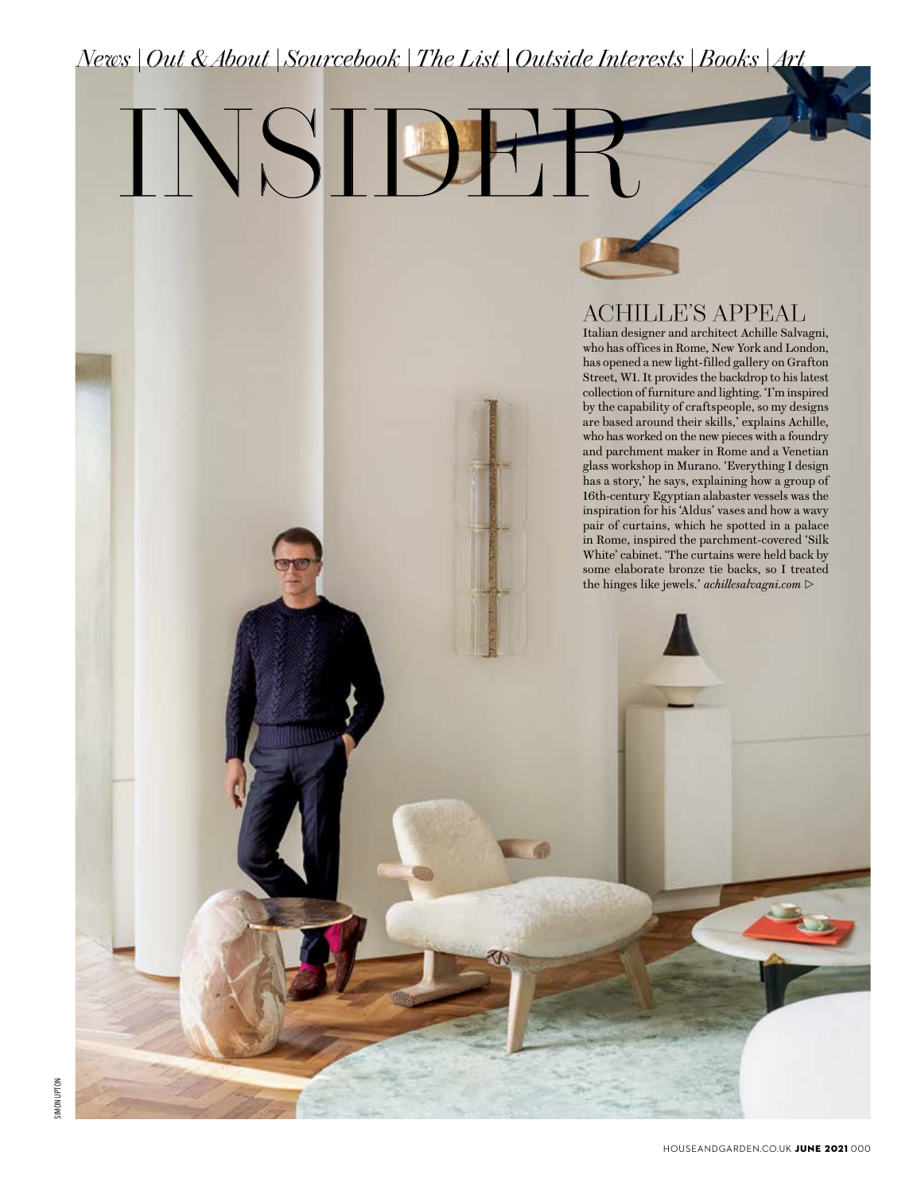*News | Out & About | Sourcebook | The List | Outside Interests | Books | Art*

# INSIDER

## ACHILLE'S APPEAL

Italian designer and architect Achille Salvagni, who has offices in Rome, New York and London, has opened a new light-filled gallery on Grafton Street, W1. It provides the backdrop to his latest collection of furniture and lighting. 'I'm inspired by the capability of craftspeople, so my designs are based around their skills,' explains Achille, who has worked on the new pieces with a foundry and parchment maker in Rome and a Venetian glass workshop in Murano. 'Everything I design has a story,' he says, explaining how a group of 16th-century Egyptian alabaster vessels was the inspiration for his 'Aldus' vases and how a wavy pair of curtains, which he spotted in a palace in Rome, inspired the parchment-covered 'Silk White' cabinet. 'The curtains were held back by some elaborate bronze tie backs, so I treated the hinges like jewels.' *achillesalvagni.com* ▷

SIMON UPTON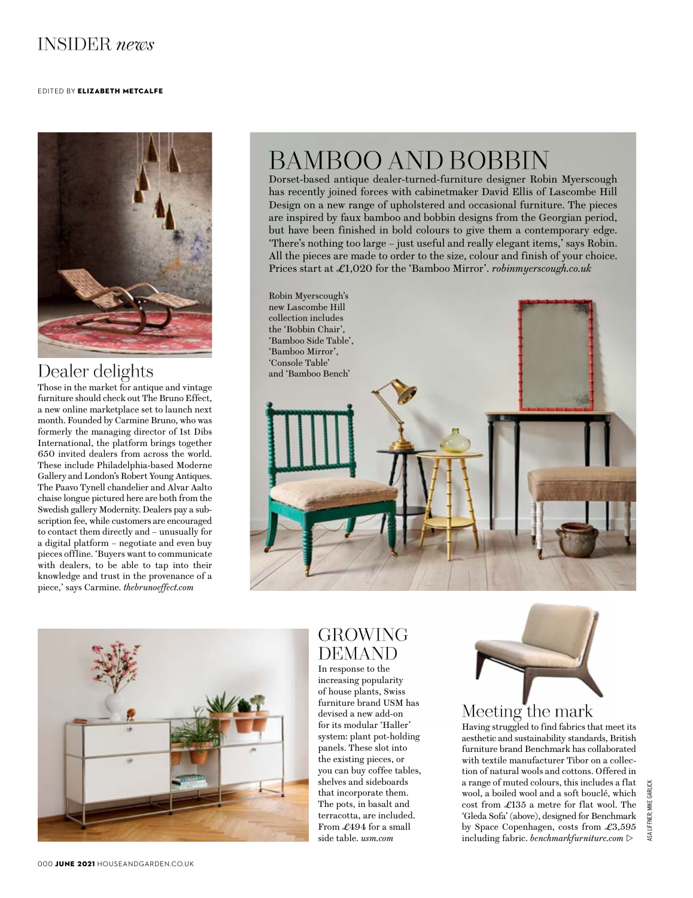# INSIDER *news*

EDITED BY **ELIZABETH METCALFE**

## Dealer delights

Those in the market for antique and vintage furniture should check out The Bruno Effect, a new online marketplace set to launch next month. Founded by Carmine Bruno, who was formerly the managing director of 1st Dibs International, the platform brings together 650 invited dealers from across the world. These include Philadelphia-based Moderne Gallery and London's Robert Young Antiques. The Paavo Tynell chandelier and Alvar Aalto chaise longue pictured here are both from the Swedish gallery Modernity. Dealers pay a subscription fee, while customers are encouraged to contact them directly and – unusually for a digital platform – negotiate and even buy pieces offline. 'Buyers want to communicate with dealers, to be able to tap into their knowledge and trust in the provenance of a piece,' says Carmine. *thebrunoeffect.com*

## BAMBOO AND BOBBIN

Dorset-based antique dealer-turned-furniture designer Robin Myerscough has recently joined forces with cabinetmaker David Ellis of Lascombe Hill Design on a new range of upholstered and occasional furniture. The pieces are inspired by faux bamboo and bobbin designs from the Georgian period, but have been finished in bold colours to give them a contemporary edge. 'There's nothing too large – just useful and really elegant items,' says Robin. All the pieces are made to order to the size, colour and finish of your choice. Prices start at £1,020 for the 'Bamboo Mirror'. *robinmyerscough.co.uk*

Robin Myerscough's new Lascombe Hill collection includes the 'Bobbin Chair', 'Bamboo Side Table', 'Bamboo Mirror', 'Console Table' and 'Bamboo Bench'

## GROWING DEMAND

In response to the increasing popularity of house plants, Swiss furniture brand USM has devised a new add-on for its modular 'Haller' system: plant pot-holding panels. These slot into the existing pieces, or you can buy coffee tables, shelves and sideboards that incorporate them. The pots, in basalt and terracotta, are included. From £494 for a small side table. *usm.com*

## Meeting the mark

Having struggled to find fabrics that meet its aesthetic and sustainability standards, British furniture brand Benchmark has collaborated with textile manufacturer Tibor on a collection of natural wools and cottons. Offered in a range of muted colours, this includes a flat wool, a boiled wool and a soft bouclé, which cost from £135 a metre for flat wool. The 'Gleda Sofa' (above), designed for Benchmark by Space Copenhagen, costs from £3,595 including fabric. *benchmarkfurniture.com* ▷

ASA LIFFNER; MIKE GARLICK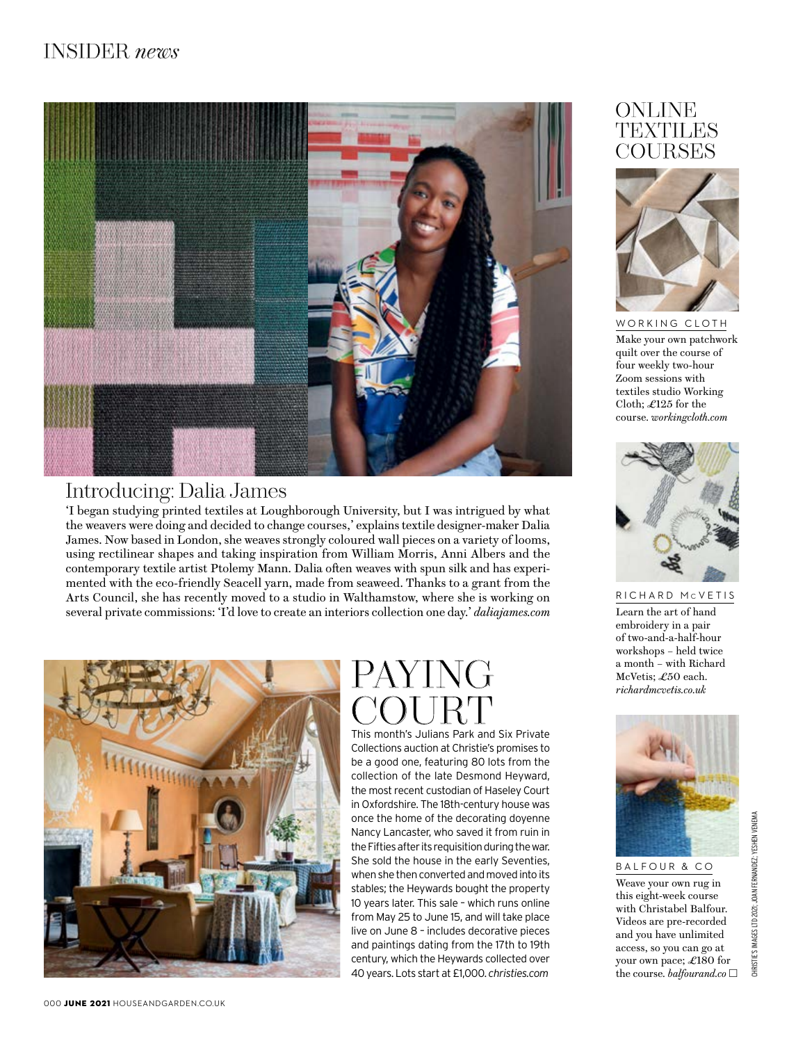## Introducing: Dalia James

'I began studying printed textiles at Loughborough University, but I was intrigued by what the weavers were doing and decided to change courses,' explains textile designer-maker Dalia James. Now based in London, she weaves strongly coloured wall pieces on a variety of looms, using rectilinear shapes and taking inspiration from William Morris, Anni Albers and the contemporary textile artist Ptolemy Mann. Dalia often weaves with spun silk and has experimented with the eco-friendly Seacell yarn, made from seaweed. Thanks to a grant from the Arts Council, she has recently moved to a studio in Walthamstow, where she is working on several private commissions: 'I'd love to create an interiors collection one day.' *daliajames.com*

# PAYING COURT

This month's Julians Park and Six Private Collections auction at Christie's promises to be a good one, featuring 80 lots from the collection of the late Desmond Heyward, the most recent custodian of Haseley Court in Oxfordshire. The 18th-century house was once the home of the decorating doyenne Nancy Lancaster, who saved it from ruin in the Fifties after its requisition during the war. She sold the house in the early Seventies, when she then converted and moved into its stables; the Heywards bought the property 10 years later. This sale – which runs online from May 25 to June 15, and will take place live on June 8 – includes decorative pieces and paintings dating from the 17th to 19th century, which the Heywards collected over 40 years. Lots start at £1,000. *christies.com*

# ONLINE TEXTILES COURSES

WORKING CLOTH

Make your own patchwork quilt over the course of four weekly two-hour Zoom sessions with textiles studio Working Cloth; £125 for the course. *workingcloth.com*

RICHARD McVETIS

Learn the art of hand embroidery in a pair of two-and-a-half-hour workshops – held twice a month – with Richard McVetis; £50 each. *richardmcvetis.co.uk*

BALFOUR & CO

Weave your own rug in this eight-week course with Christabel Balfour. Videos are pre-recorded and you have unlimited access, so you can go at your own pace; £180 for the course. *balfourand.co* □

CHRISTIE'S IMAGES LTD 2021; JOAN FERNANDEZ; YESHEN VENEMA